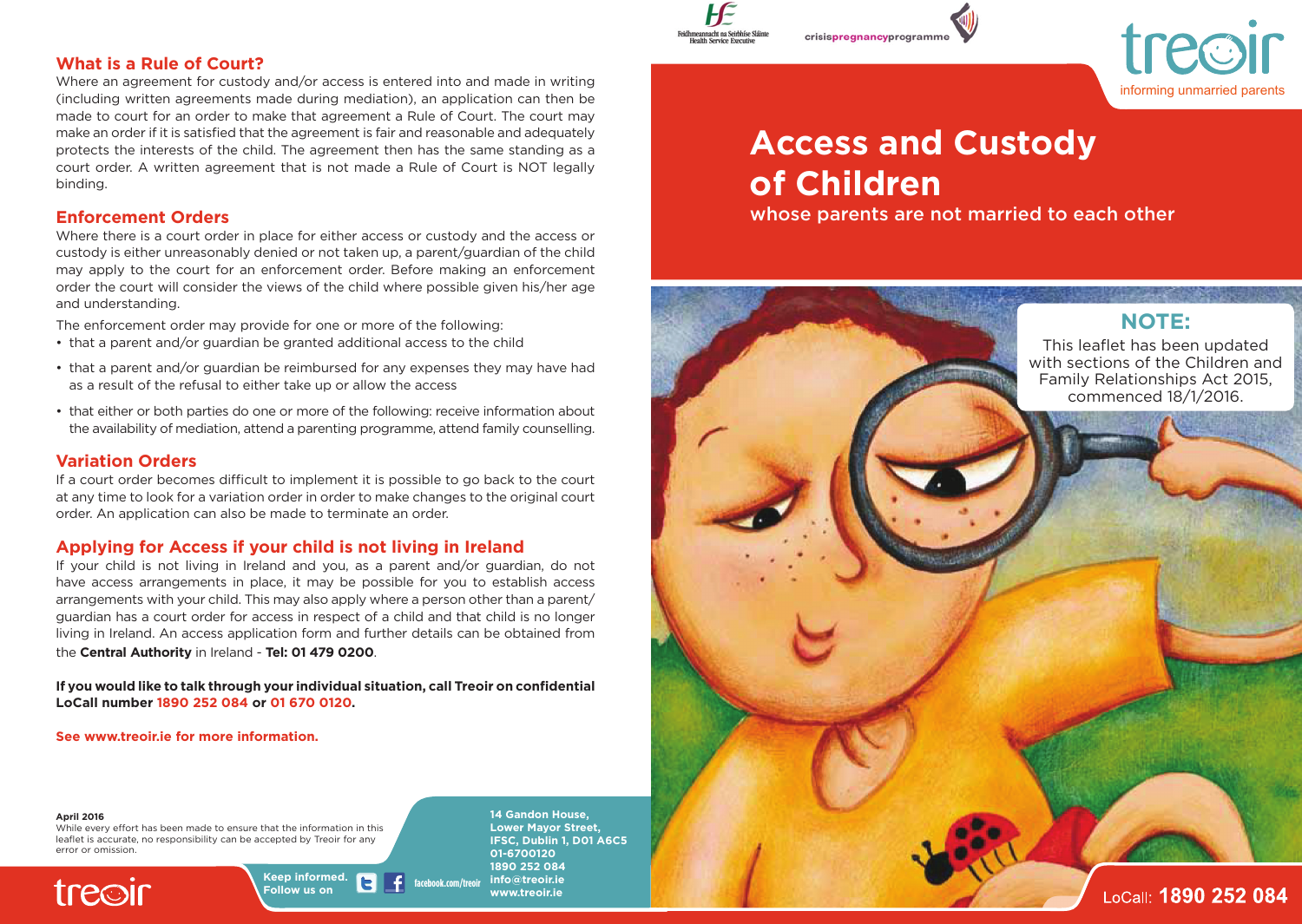## What is a Rule of Court?

Where an agreement for custody and/or access is entered into and made in writing (including written agreements made during mediation), an application can then be made to court for an order to make that agreement a Rule of Court. The court may make an order if it is satisfied that the agreement is fair and reasonable and adequately protects the interests of the child. The agreement then has the same standing as a court order. A written agreement that is not made a Rule of Court is NOT legally binding.

## Enforcement Orders

Where there is a court order in place for either access or custody and the access or custody is either unreasonably denied or not taken up, a parent/guardian of the child may apply to the court for an enforcement order. Before making an enforcement order the court will consider the views of the child where possible given his/her age and understanding.

The enforcement order may provide for one or more of the following:

- that a parent and/or guardian be granted additional access to the child
- that a parent and/or guardian be reimbursed for any expenses they may have had as a result of the refusal to either take up or allow the access
- that either or both parties do one or more of the following: receive information about the availability of mediation, attend a parenting programme, attend family counselling.

## Variation Orders

If a court order becomes difficult to implement it is possible to go back to the court at any time to look for a variation order in order to make changes to the original court order. An application can also be made to terminate an order.

## Applying for Access if your child is not living in Ireland

If your child is not living in Ireland and you, as a parent and/or guardian, do not have access arrangements in place, it may be possible for you to establish access arrangements with your child. This may also apply where a person other than a parent/guardian has a court order for access in respect of a child and that child is no longer living in Ireland. An access application form and further details can be obtained from the **Central Authority** in Ireland - **Tel: 01 479 0200**.

**If you would like to talk through your individual situation, call Treoir on confidential LoCall number 1890 252 084 or 01 670 0120.**

**See www.treoir.ie for more information.**

**April 2016**
While every effort has been made to ensure that the information in this leaflet is accurate, no responsibility can be accepted by Treoir for any error or omission.

treoir

**Keep informed. Follow us on** facebook.com/treoir

**14 Gandon House, Lower Mayor Street, IFSC, Dublin 1, D01 A6C5**
**01-6700120**
**1890 252 084**
**info@treoir.ie**
**www.treoir.ie**

Feidhmeannacht na Seirbhíse Sláinte
Health Service Executive

crisispregnancyprogramme

treoir
informing unmarried parents

# Access and Custody of Children

## whose parents are not married to each other

**NOTE:**
This leaflet has been updated with sections of the Children and Family Relationships Act 2015, commenced 18/1/2016.

LoCall: **1890 252 084**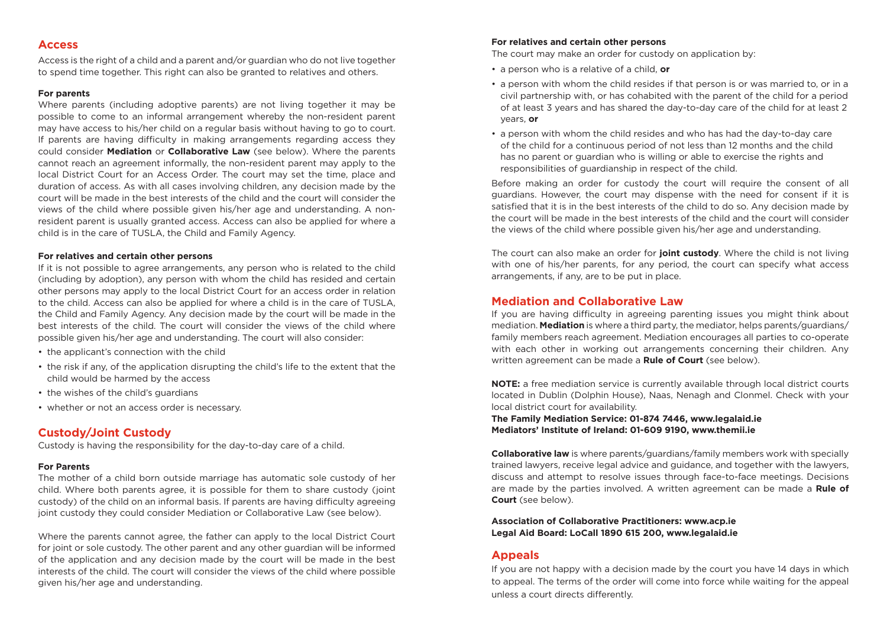## Access

Access is the right of a child and a parent and/or guardian who do not live together to spend time together. This right can also be granted to relatives and others.

#### For parents

Where parents (including adoptive parents) are not living together it may be possible to come to an informal arrangement whereby the non-resident parent may have access to his/her child on a regular basis without having to go to court. If parents are having difficulty in making arrangements regarding access they could consider **Mediation** or **Collaborative Law** (see below). Where the parents cannot reach an agreement informally, the non-resident parent may apply to the local District Court for an Access Order. The court may set the time, place and duration of access. As with all cases involving children, any decision made by the court will be made in the best interests of the child and the court will consider the views of the child where possible given his/her age and understanding. A non-resident parent is usually granted access. Access can also be applied for where a child is in the care of TUSLA, the Child and Family Agency.

#### For relatives and certain other persons

If it is not possible to agree arrangements, any person who is related to the child (including by adoption), any person with whom the child has resided and certain other persons may apply to the local District Court for an access order in relation to the child. Access can also be applied for where a child is in the care of TUSLA, the Child and Family Agency. Any decision made by the court will be made in the best interests of the child. The court will consider the views of the child where possible given his/her age and understanding. The court will also consider:

- the applicant's connection with the child
- the risk if any, of the application disrupting the child's life to the extent that the child would be harmed by the access
- the wishes of the child's guardians
- whether or not an access order is necessary.

## Custody/Joint Custody

Custody is having the responsibility for the day-to-day care of a child.

#### For Parents

The mother of a child born outside marriage has automatic sole custody of her child. Where both parents agree, it is possible for them to share custody (joint custody) of the child on an informal basis. If parents are having difficulty agreeing joint custody they could consider Mediation or Collaborative Law (see below).

Where the parents cannot agree, the father can apply to the local District Court for joint or sole custody. The other parent and any other guardian will be informed of the application and any decision made by the court will be made in the best interests of the child. The court will consider the views of the child where possible given his/her age and understanding.

#### For relatives and certain other persons

The court may make an order for custody on application by:

- a person who is a relative of a child, **or**
- a person with whom the child resides if that person is or was married to, or in a civil partnership with, or has cohabited with the parent of the child for a period of at least 3 years and has shared the day-to-day care of the child for at least 2 years, **or**
- a person with whom the child resides and who has had the day-to-day care of the child for a continuous period of not less than 12 months and the child has no parent or guardian who is willing or able to exercise the rights and responsibilities of guardianship in respect of the child.

Before making an order for custody the court will require the consent of all guardians. However, the court may dispense with the need for consent if it is satisfied that it is in the best interests of the child to do so. Any decision made by the court will be made in the best interests of the child and the court will consider the views of the child where possible given his/her age and understanding.

The court can also make an order for **joint custody**. Where the child is not living with one of his/her parents, for any period, the court can specify what access arrangements, if any, are to be put in place.

## Mediation and Collaborative Law

If you are having difficulty in agreeing parenting issues you might think about mediation. **Mediation** is where a third party, the mediator, helps parents/guardians/family members reach agreement. Mediation encourages all parties to co-operate with each other in working out arrangements concerning their children. Any written agreement can be made a **Rule of Court** (see below).

**NOTE:** a free mediation service is currently available through local district courts located in Dublin (Dolphin House), Naas, Nenagh and Clonmel. Check with your local district court for availability.

**The Family Mediation Service: 01-874 7446, www.legalaid.ie**
**Mediators' Institute of Ireland: 01-609 9190, www.themii.ie**

**Collaborative law** is where parents/guardians/family members work with specially trained lawyers, receive legal advice and guidance, and together with the lawyers, discuss and attempt to resolve issues through face-to-face meetings. Decisions are made by the parties involved. A written agreement can be made a **Rule of Court** (see below).

**Association of Collaborative Practitioners: www.acp.ie**
**Legal Aid Board: LoCall 1890 615 200, www.legalaid.ie**

## Appeals

If you are not happy with a decision made by the court you have 14 days in which to appeal. The terms of the order will come into force while waiting for the appeal unless a court directs differently.